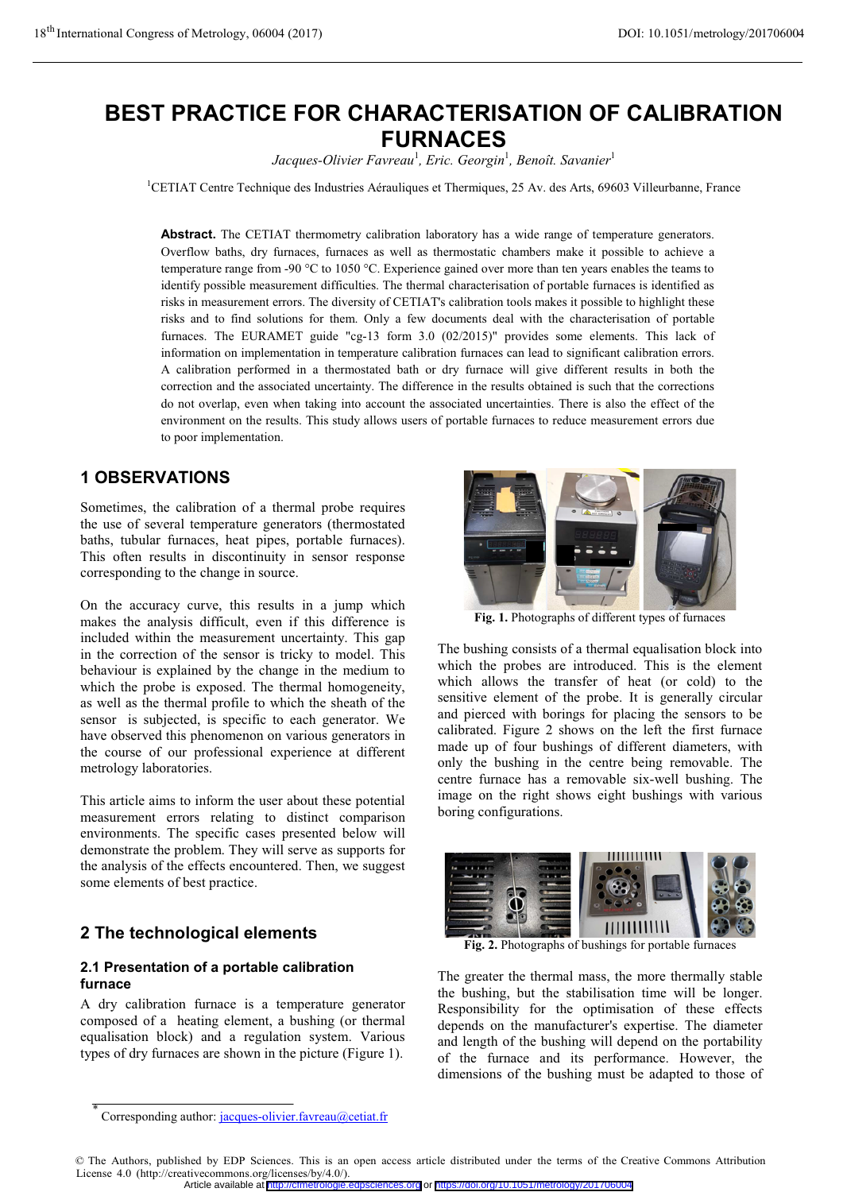# BEST PRACTICE FOR CHARACTERISATION OF CALIBRATION FURNACES

*Jacques-Olivier Favreau*[1], *Eric. Georgin*[1], *Benoît. Savanier*[1]

[1]CETIAT Centre Technique des Industries Aérauliques et Thermiques, 25 Av. des Arts, 69603 Villeurbanne, France

**Abstract.** The CETIAT thermometry calibration laboratory has a wide range of temperature generators. Overflow baths, dry furnaces, tubular furnaces as well as thermostatic chambers make it possible to achieve a temperature range from -90 °C to 1050 °C. Experience gained over more than ten years enables the teams to identify possible measurement difficulties. The thermal characterisation of portable furnaces is identified as risks in measurement errors. The diversity of CETIAT's calibration tools makes it possible to highlight these risks and to find solutions for them. Only a few documents deal with the characterisation of portable furnaces. The EURAMET guide "cg-13 form 3.0 (02/2015)" provides some elements. This lack of information on implementation in temperature calibration furnaces can lead to significant calibration errors. A calibration performed in a thermostated bath or dry furnace will give different results in both the correction and the associated uncertainty. The difference in the results obtained is such that the corrections do not overlap, even when taking into account the associated uncertainties. There is also the effect of the environment on the results. This study allows users of portable furnaces to reduce measurement errors due to poor implementation.

## 1 OBSERVATIONS

Sometimes, the calibration of a thermal probe requires the use of several temperature generators (thermostated baths, tubular furnaces, heat pipes, portable furnaces). This often results in discontinuity in sensor response corresponding to the change in source.

On the accuracy curve, this results in a jump which makes the analysis difficult, even if this difference is included within the measurement uncertainty. This gap in the correction of the sensor is tricky to model. This behaviour is explained by the change in the medium to which the probe is exposed. The thermal homogeneity, as well as the thermal profile to which the sheath of the sensor is subjected, is specific to each generator. We have observed this phenomenon on various generators in the course of our professional experience at different metrology laboratories.

This article aims to inform the user about these potential measurement errors relating to distinct comparison environments. The specific cases presented below will demonstrate the problem. They will serve as supports for the analysis of the effects encountered. Then, we suggest some elements of best practice.

## 2 The technological elements

### 2.1 Presentation of a portable calibration furnace

A dry calibration furnace is a temperature generator composed of a heating element, a bushing (or thermal equalisation block) and a regulation system. Various types of dry furnaces are shown in the picture (Figure 1).

**Fig. 1.** Photographs of different types of furnaces

The bushing consists of a thermal equalisation block into which the probes are introduced. This is the element which allows the transfer of heat (or cold) to the sensitive element of the probe. It is generally circular and pierced with borings for placing the sensors to be calibrated. Figure 2 shows on the left the first furnace made up of four bushings of different diameters, with only the bushing in the centre being removable. The centre furnace has a removable six-well bushing. The image on the right shows eight bushings with various boring configurations.

**Fig. 2.** Photographs of bushings for portable furnaces

The greater the thermal mass, the more thermally stable the bushing, but the stabilisation time will be longer. Responsibility for the optimisation of these effects depends on the manufacturer's expertise. The diameter and length of the bushing will depend on the portability of the furnace and its performance. However, the dimensions of the bushing must be adapted to those of

* Corresponding author: jacques-olivier.favreau@cetiat.fr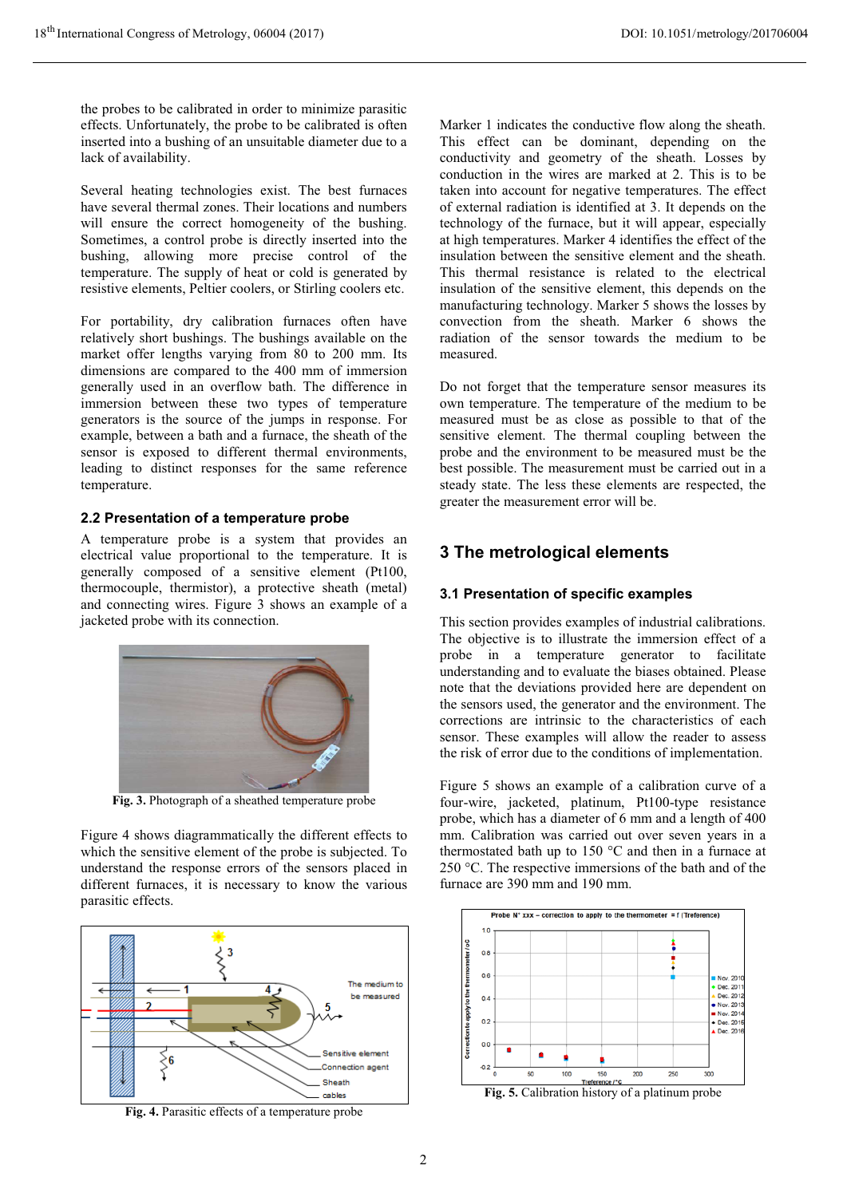the probes to be calibrated in order to minimize parasitic effects. Unfortunately, the probe to be calibrated is often inserted into a bushing of an unsuitable diameter due to a lack of availability.

Several heating technologies exist. The best furnaces have several thermal zones. Their locations and numbers will ensure the correct homogeneity of the bushing. Sometimes, a control probe is directly inserted into the bushing, allowing more precise control of the temperature. The supply of heat or cold is generated by resistive elements, Peltier coolers, or Stirling coolers etc.

For portability, dry calibration furnaces often have relatively short bushings. The bushings available on the market offer lengths varying from 80 to 200 mm. Its dimensions are compared to the 400 mm of immersion generally used in an overflow bath. The difference in immersion between these two types of temperature generators is the source of the jumps in response. For example, between a bath and a furnace, the sheath of the sensor is exposed to different thermal environments, leading to distinct responses for the same reference temperature.

### 2.2 Presentation of a temperature probe

A temperature probe is a system that provides an electrical value proportional to the temperature. It is generally composed of a sensitive element (Pt100, thermocouple, thermistor), a protective sheath (metal) and connecting wires. Figure 3 shows an example of a jacketed probe with its connection.

**Fig. 3.** Photograph of a sheathed temperature probe

Figure 4 shows diagrammatically the different effects to which the sensitive element of the probe is subjected. To understand the response errors of the sensors placed in different furnaces, it is necessary to know the various parasitic effects.

**Fig. 4.** Parasitic effects of a temperature probe

Marker 1 indicates the conductive flow along the sheath. This effect can be dominant, depending on the conductivity and geometry of the sheath. Losses by conduction in the wires are marked at 2. This is to be taken into account for negative temperatures. The effect of external radiation is identified at 3. It depends on the technology of the furnace, but it will appear, especially at high temperatures. Marker 4 identifies the effect of the insulation between the sensitive element and the sheath. This thermal resistance is related to the electrical insulation of the sensitive element, this depends on the manufacturing technology. Marker 5 shows the losses by convection from the sheath. Marker 6 shows the radiation of the sensor towards the medium to be measured.

Do not forget that the temperature sensor measures its own temperature. The temperature of the medium to be measured must be as close as possible to that of the sensitive element. The thermal coupling between the probe and the environment to be measured must be the best possible. The measurement must be carried out in a steady state. The less these elements are respected, the greater the measurement error will be.

## 3 The metrological elements

### 3.1 Presentation of specific examples

This section provides examples of industrial calibrations. The objective is to illustrate the immersion effect of a probe in a temperature generator to facilitate understanding and to evaluate the biases obtained. Please note that the deviations provided here are dependent on the sensors used, the generator and the environment. The corrections are intrinsic to the characteristics of each sensor. These examples will allow the reader to assess the risk of error due to the conditions of implementation.

Figure 5 shows an example of a calibration curve of a four-wire, jacketed, platinum, Pt100-type resistance probe, which has a diameter of 6 mm and a length of 400 mm. Calibration was carried out over seven years in a thermostated bath up to 150 °C and then in a furnace at 250 °C. The respective immersions of the bath and of the furnace are 390 mm and 190 mm.

**Fig. 5.** Calibration history of a platinum probe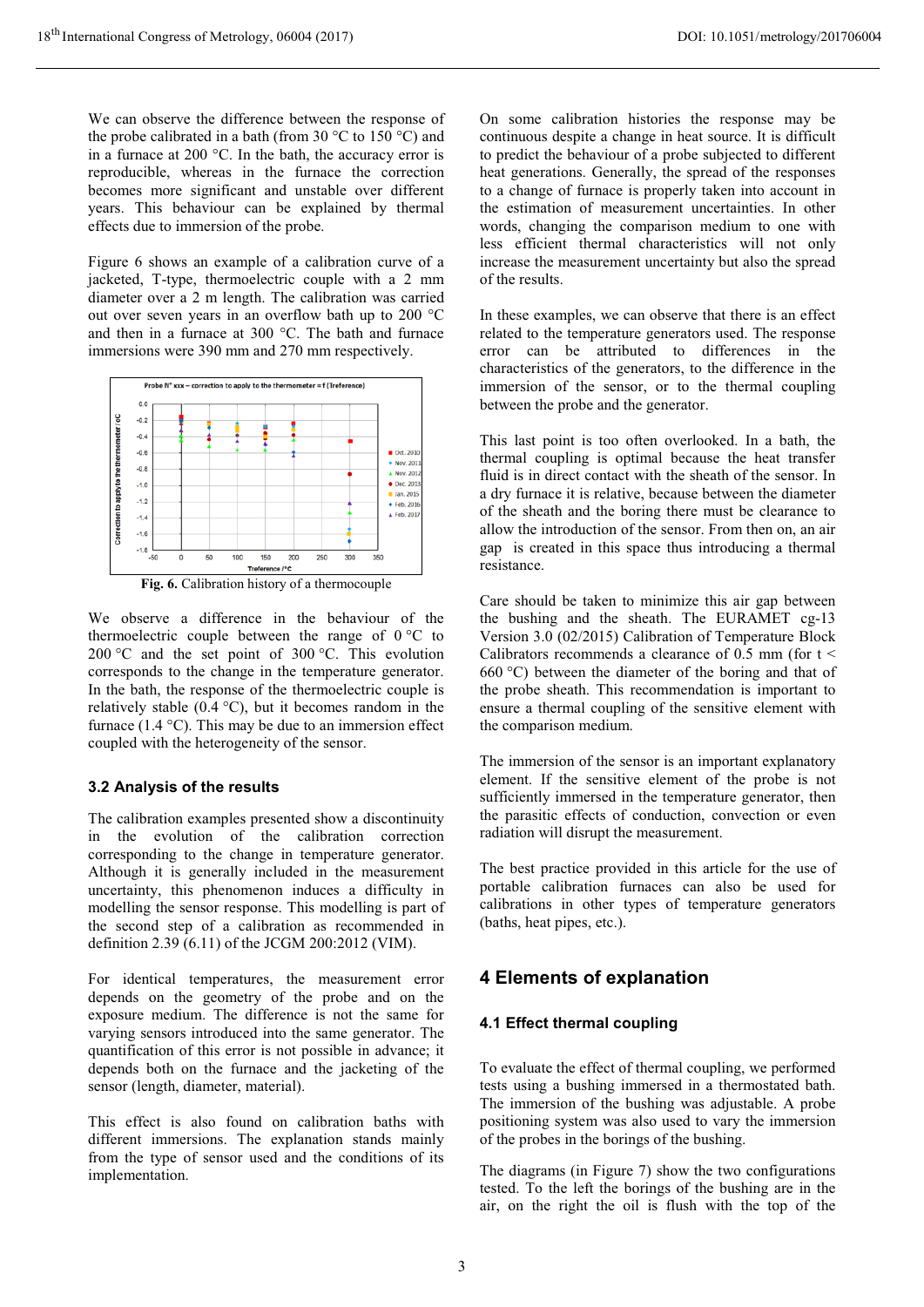We can observe the difference between the response of the probe calibrated in a bath (from 30 °C to 150 °C) and in a furnace at 200 °C. In the bath, the accuracy error is reproducible, whereas in the furnace the correction becomes more significant and unstable over different years. This behaviour can be explained by thermal effects due to immersion of the probe.

Figure 6 shows an example of a calibration curve of a jacketed, T-type, thermoelectric couple with a 2 mm diameter over a 2 m length. The calibration was carried out over seven years in an overflow bath up to 200 °C and then in a furnace at 300 °C. The bath and furnace immersions were 390 mm and 270 mm respectively.

**Fig. 6.** Calibration history of a thermocouple

We observe a difference in the behaviour of the thermoelectric couple between the range of 0 °C to 200 °C and the set point of 300 °C. This evolution corresponds to the change in the temperature generator. In the bath, the response of the thermoelectric couple is relatively stable (0.4 °C), but it becomes random in the furnace (1.4 °C). This may be due to an immersion effect coupled with the heterogeneity of the sensor.

### 3.2 Analysis of the results

The calibration examples presented show a discontinuity in the evolution of the calibration correction corresponding to the change in temperature generator. Although it is generally included in the measurement uncertainty, this phenomenon induces a difficulty in modelling the sensor response. This modelling is part of the second step of a calibration as recommended in definition 2.39 (6.11) of the JCGM 200:2012 (VIM).

For identical temperatures, the measurement error depends on the geometry of the probe and on the exposure medium. The difference is not the same for varying sensors introduced into the same generator. The quantification of this error is not possible in advance; it depends both on the furnace and the jacketing of the sensor (length, diameter, material).

This effect is also found on calibration baths with different immersions. The explanation stands mainly from the type of sensor used and the conditions of its implementation.

On some calibration histories the response may be continuous despite a change in heat source. It is difficult to predict the behaviour of a probe subjected to different heat generations. Generally, the spread of the responses to a change of furnace is properly taken into account in the estimation of measurement uncertainties. In other words, changing the comparison medium to one with less efficient thermal characteristics will not only increase the measurement uncertainty but also the spread of the results.

In these examples, we can observe that there is an effect related to the temperature generators used. The response error can be attributed to differences in the characteristics of the generators, to the difference in the immersion of the sensor, or to the thermal coupling between the probe and the generator.

This last point is too often overlooked. In a bath, the thermal coupling is optimal because the heat transfer fluid is in direct contact with the sheath of the sensor. In a dry furnace it is relative, because between the diameter of the sheath and the boring there must be clearance to allow the introduction of the sensor. From then on, an air gap is created in this space thus introducing a thermal resistance.

Care should be taken to minimize this air gap between the bushing and the sheath. The EURAMET cg-13 Version 3.0 (02/2015) Calibration of Temperature Block Calibrators recommends a clearance of 0.5 mm (for t < 660 °C) between the diameter of the boring and that of the probe sheath. This recommendation is important to ensure a thermal coupling of the sensitive element with the comparison medium.

The immersion of the sensor is an important explanatory element. If the sensitive element of the probe is not sufficiently immersed in the temperature generator, then the parasitic effects of conduction, convection or even radiation will disrupt the measurement.

The best practice provided in this article for the use of portable calibration furnaces can also be used for calibrations in other types of temperature generators (baths, heat pipes, etc.).

## 4 Elements of explanation

### 4.1 Effect thermal coupling

To evaluate the effect of thermal coupling, we performed tests using a bushing immersed in a thermostated bath. The immersion of the bushing was adjustable. A probe positioning system was also used to vary the immersion of the probes in the borings of the bushing.

The diagrams (in Figure 7) show the two configurations tested. To the left the borings of the bushing are in the air, on the right the oil is flush with the top of the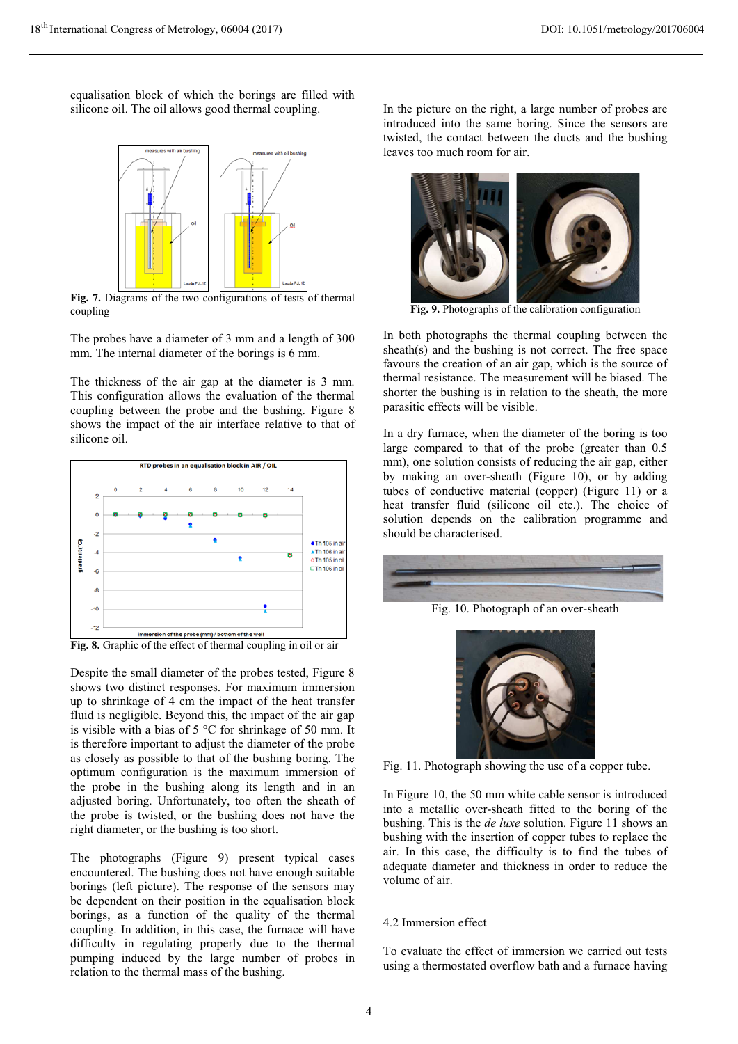equalisation block of which the borings are filled with silicone oil. The oil allows good thermal coupling.

**Fig. 7.** Diagrams of the two configurations of tests of thermal coupling

The probes have a diameter of 3 mm and a length of 300 mm. The internal diameter of the borings is 6 mm.

The thickness of the air gap at the diameter is 3 mm. This configuration allows the evaluation of the thermal coupling between the probe and the bushing. Figure 8 shows the impact of the air interface relative to that of silicone oil.

**Fig. 8.** Graphic of the effect of thermal coupling in oil or air

Despite the small diameter of the probes tested, Figure 8 shows two distinct responses. For maximum immersion up to shrinkage of 4 cm the impact of the heat transfer fluid is negligible. Beyond this, the impact of the air gap is visible with a bias of 5 °C for shrinkage of 50 mm. It is therefore important to adjust the diameter of the probe as closely as possible to that of the bushing boring. The optimum configuration is the maximum immersion of the probe in the bushing along its length and in an adjusted boring. Unfortunately, too often the sheath of the probe is twisted, or the bushing does not have the right diameter, or the bushing is too short.

The photographs (Figure 9) present typical cases encountered. The bushing does not have enough suitable borings (left picture). The response of the sensors may be dependent on their position in the equalisation block borings, as a function of the quality of the thermal coupling. In addition, in this case, the furnace will have difficulty in regulating properly due to the thermal pumping induced by the large number of probes in relation to the thermal mass of the bushing.

In the picture on the right, a large number of probes are introduced into the same boring. Since the sensors are twisted, the contact between the ducts and the bushing leaves too much room for air.

**Fig. 9.** Photographs of the calibration configuration

In both photographs the thermal coupling between the sheath(s) and the bushing is not correct. The free space favours the creation of an air gap, which is the source of thermal resistance. The measurement will be biased. The shorter the bushing is in relation to the sheath, the more parasitic effects will be visible.

In a dry furnace, when the diameter of the boring is too large compared to that of the probe (greater than 0.5 mm), one solution consists of reducing the air gap, either by making an over-sheath (Figure 10), or by adding tubes of conductive material (copper) (Figure 11) or a heat transfer fluid (silicone oil etc.). The choice of solution depends on the calibration programme and should be characterised.

Fig. 10. Photograph of an over-sheath

Fig. 11. Photograph showing the use of a copper tube.

In Figure 10, the 50 mm white cable sensor is introduced into a metallic over-sheath fitted to the boring of the bushing. This is the *de luxe* solution. Figure 11 shows an bushing with the insertion of copper tubes to replace the air. In this case, the difficulty is to find the tubes of adequate diameter and thickness in order to reduce the volume of air.

### 4.2 Immersion effect

To evaluate the effect of immersion we carried out tests using a thermostated overflow bath and a furnace having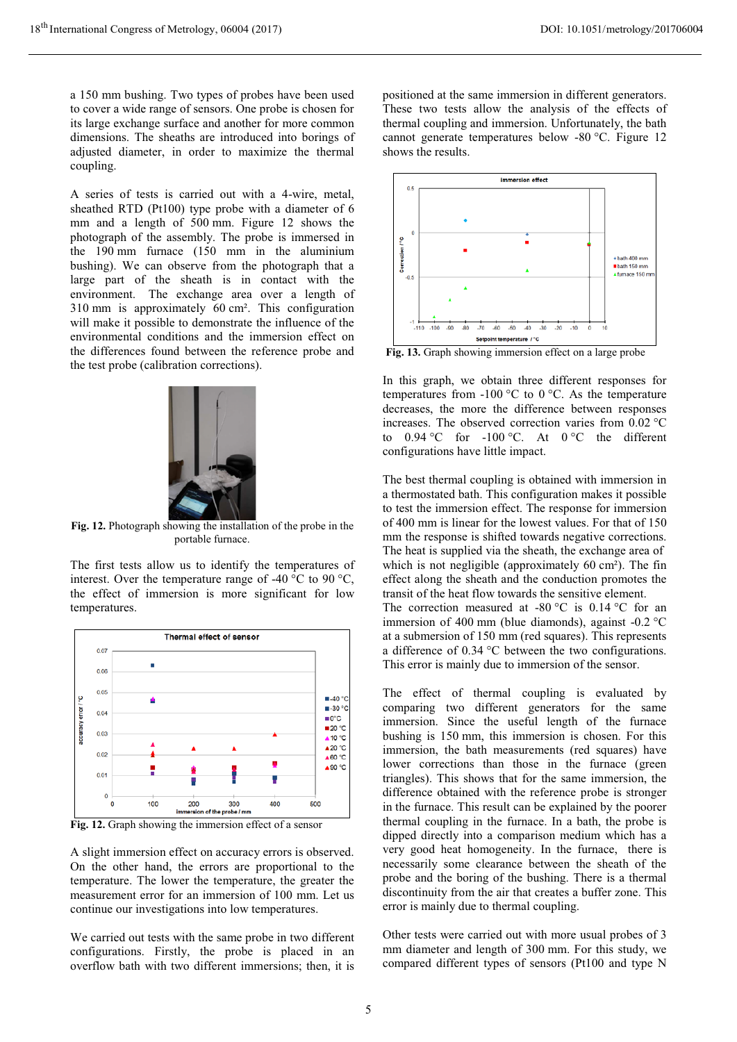a 150 mm bushing. Two types of probes have been used to cover a wide range of sensors. One probe is chosen for its large exchange surface and another for more common dimensions. The sheaths are introduced into borings of adjusted diameter, in order to maximize the thermal coupling.

A series of tests is carried out with a 4-wire, metal, sheathed RTD (Pt100) type probe with a diameter of 6 mm and a length of 500 mm. Figure 12 shows the photograph of the assembly. The probe is immersed in the 190 mm furnace (150 mm in the aluminium bushing). We can observe from the photograph that a large part of the sheath is in contact with the environment. The exchange area over a length of 310 mm is approximately 60 cm². This configuration will make it possible to demonstrate the influence of the environmental conditions and the immersion effect on the differences found between the reference probe and the test probe (calibration corrections).

**Fig. 12.** Photograph showing the installation of the probe in the portable furnace.

The first tests allow us to identify the temperatures of interest. Over the temperature range of -40 °C to 90 °C, the effect of immersion is more significant for low temperatures.

**Fig. 12.** Graph showing the immersion effect of a sensor

A slight immersion effect on accuracy errors is observed. On the other hand, the errors are proportional to the temperature. The lower the temperature, the greater the measurement error for an immersion of 100 mm. Let us continue our investigations into low temperatures.

We carried out tests with the same probe in two different configurations. Firstly, the probe is placed in an overflow bath with two different immersions; then, it is positioned at the same immersion in different generators. These two tests allow the analysis of the effects of thermal coupling and immersion. Unfortunately, the bath cannot generate temperatures below -80 °C. Figure 12 shows the results.

**Fig. 13.** Graph showing immersion effect on a large probe

In this graph, we obtain three different responses for temperatures from -100 °C to 0 °C. As the temperature decreases, the more the difference between responses increases. The observed correction varies from 0.02 °C to 0.94 °C for -100 °C. At 0 °C the different configurations have little impact.

The best thermal coupling is obtained with immersion in a thermostated bath. This configuration makes it possible to test the immersion effect. The response for immersion of 400 mm is linear for the lowest values. For that of 150 mm the response is shifted towards negative corrections. The heat is supplied via the sheath, the exchange area of which is not negligible (approximately 60 cm²). The fin effect along the sheath and the conduction promotes the transit of the heat flow towards the sensitive element.
The correction measured at -80 °C is 0.14 °C for an immersion of 400 mm (blue diamonds), against -0.2 °C at a submersion of 150 mm (red squares). This represents a difference of 0.34 °C between the two configurations. This error is mainly due to immersion of the sensor.

The effect of thermal coupling is evaluated by comparing two different generators for the same immersion. Since the useful length of the furnace bushing is 150 mm, this immersion is chosen. For this immersion, the bath measurements (red squares) have lower corrections than those in the furnace (green triangles). This shows that for the same immersion, the difference obtained with the reference probe is stronger in the furnace. This result can be explained by the poorer thermal coupling in the furnace. In a bath, the probe is dipped directly into a comparison medium which has a very good heat homogeneity. In the furnace, there is necessarily some clearance between the sheath of the probe and the boring of the bushing. There is a thermal discontinuity from the air that creates a buffer zone. This error is mainly due to thermal coupling.

Other tests were carried out with more usual probes of 3 mm diameter and length of 300 mm. For this study, we compared different types of sensors (Pt100 and type N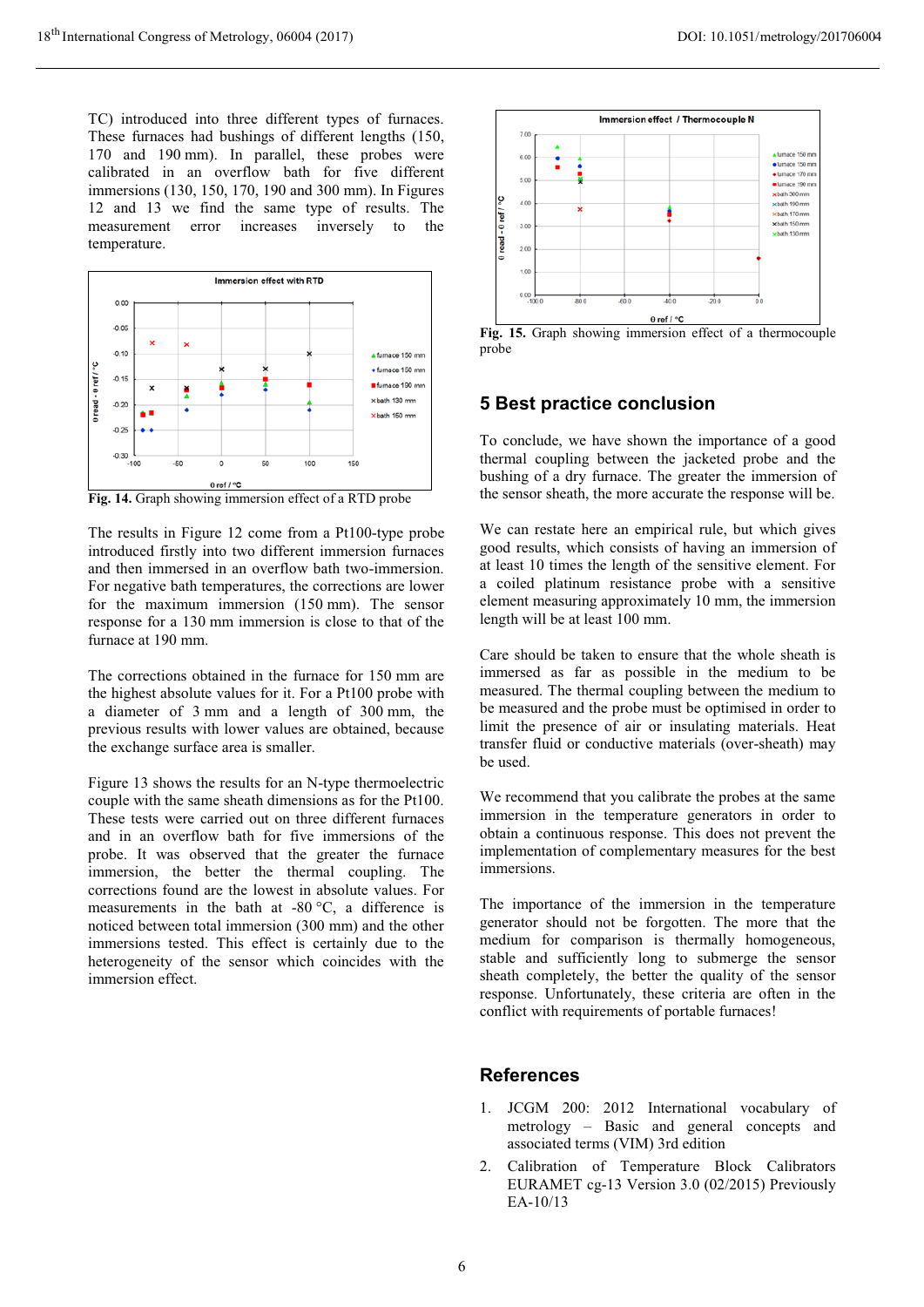TC) introduced into three different types of furnaces. These furnaces had bushings of different lengths (150, 170 and 190 mm). In parallel, these probes were calibrated in an overflow bath for five different immersions (130, 150, 170, 190 and 300 mm). In Figures 12 and 13 we find the same type of results. The measurement error increases inversely to the temperature.

Immersion effect with RTD

0.00
-0.05
-0.10
-0.15
-0.20
-0.25
-0.30

θ read - θ ref / °C

-100
-50
0
50
100
150

θ ref / °C

furnace 150 mm
furnace 150 mm
furnace 190 mm
bath 130 mm
bath 150 mm

**Fig. 14.** Graph showing immersion effect of a RTD probe

The results in Figure 12 come from a Pt100-type probe introduced firstly into two different immersion furnaces and then immersed in an overflow bath two-immersion. For negative bath temperatures, the corrections are lower for the maximum immersion (150 mm). The sensor response for a 130 mm immersion is close to that of the furnace at 190 mm.

The corrections obtained in the furnace for 150 mm are the highest absolute values for it. For a Pt100 probe with a diameter of 3 mm and a length of 300 mm, the previous results with lower values are obtained, because the exchange surface area is smaller.

Figure 13 shows the results for an N-type thermoelectric couple with the same sheath dimensions as for the Pt100. These tests were carried out on three different furnaces and in an overflow bath for five immersions of the probe. It was observed that the greater the furnace immersion, the better the thermal coupling. The corrections found are the lowest in absolute values. For measurements in the bath at -80 °C, a difference is noticed between total immersion (300 mm) and the other immersions tested. This effect is certainly due to the heterogeneity of the sensor which coincides with the immersion effect.

Immersion effect / Thermocouple N

7.00
6.00
5.00
4.00
3.00
2.00
1.00
0.00

θ read - θ ref / °C

-100.0
-80.0
-60.0
-40.0
-20.0
0.0

θ ref / °C

furnace 150 mm
furnace 150 mm
furnace 170 mm
furnace 190 mm
bath 300 mm
bath 190 mm
bath 170 mm
bath 150 mm
bath 130 mm

**Fig. 15.** Graph showing immersion effect of a thermocouple probe

## 5 Best practice conclusion

To conclude, we have shown the importance of a good thermal coupling between the jacketed probe and the bushing of a dry furnace. The greater the immersion of the sensor sheath, the more accurate the response will be.

We can restate here an empirical rule, but which gives good results, which consists of having an immersion of at least 10 times the length of the sensitive element. For a coiled platinum resistance probe with a sensitive element measuring approximately 10 mm, the immersion length will be at least 100 mm.

Care should be taken to ensure that the whole sheath is immersed as far as possible in the medium to be measured. The thermal coupling between the medium to be measured and the probe must be optimised in order to limit the presence of air or insulating materials. Heat transfer fluid or conductive materials (over-sheath) may be used.

We recommend that you calibrate the probes at the same immersion in the temperature generators in order to obtain a continuous response. This does not prevent the implementation of complementary measures for the best immersions.

The importance of the immersion in the temperature generator should not be forgotten. The more that the medium for comparison is thermally homogeneous, stable and sufficiently long to submerge the sensor sheath completely, the better the quality of the sensor response. Unfortunately, these criteria are often in the conflict with requirements of portable furnaces!

## References

1. JCGM 200: 2012 International vocabulary of metrology – Basic and general concepts and associated terms (VIM) 3rd edition
2. Calibration of Temperature Block Calibrators EURAMET cg-13 Version 3.0 (02/2015) Previously EA-10/13